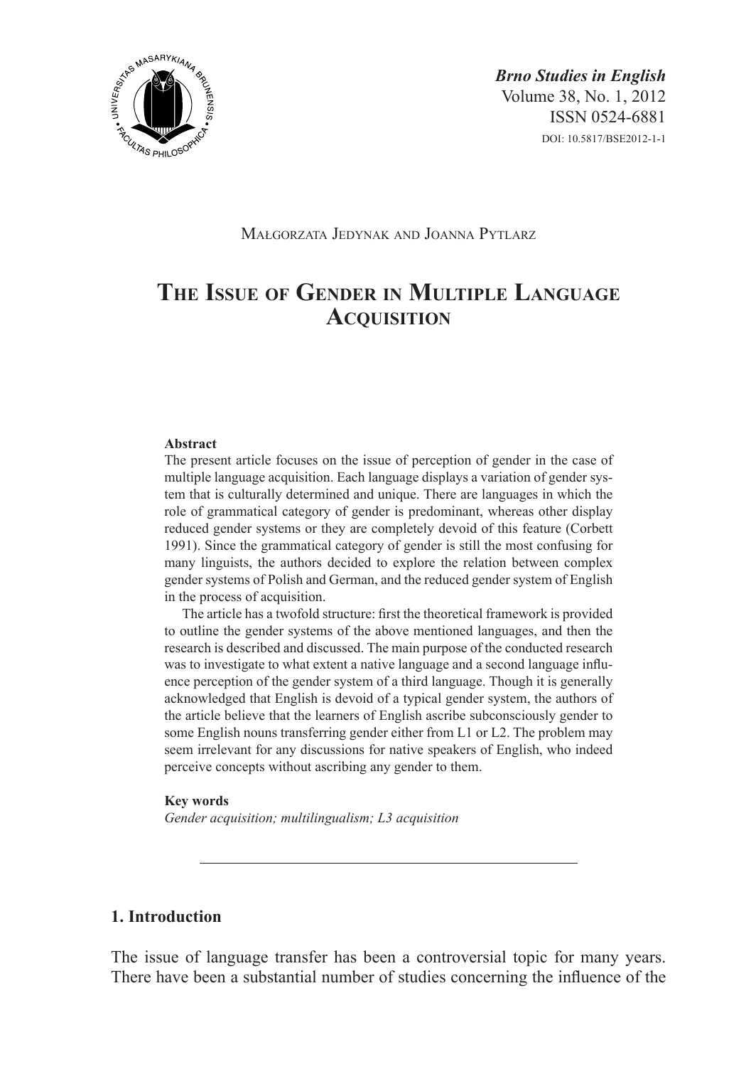*Brno Studies in English*
Volume 38, No. 1, 2012
ISSN 0524-6881
DOI: 10.5817/BSE2012-1-1

Małgorzata Jedynak and Joanna Pytlarz

# The Issue of Gender in Multiple Language Acquisition

**Abstract**

The present article focuses on the issue of perception of gender in the case of multiple language acquisition. Each language displays a variation of gender system that is culturally determined and unique. There are languages in which the role of grammatical category of gender is predominant, whereas other display reduced gender systems or they are completely devoid of this feature (Corbett 1991). Since the grammatical category of gender is still the most confusing for many linguists, the authors decided to explore the relation between complex gender systems of Polish and German, and the reduced gender system of English in the process of acquisition.

The article has a twofold structure: first the theoretical framework is provided to outline the gender systems of the above mentioned languages, and then the research is described and discussed. The main purpose of the conducted research was to investigate to what extent a native language and a second language influence perception of the gender system of a third language. Though it is generally acknowledged that English is devoid of a typical gender system, the authors of the article believe that the learners of English ascribe subconsciously gender to some English nouns transferring gender either from L1 or L2. The problem may seem irrelevant for any discussions for native speakers of English, who indeed perceive concepts without ascribing any gender to them.

**Key words**

*Gender acquisition; multilingualism; L3 acquisition*

---

## 1. Introduction

The issue of language transfer has been a controversial topic for many years. There have been a substantial number of studies concerning the influence of the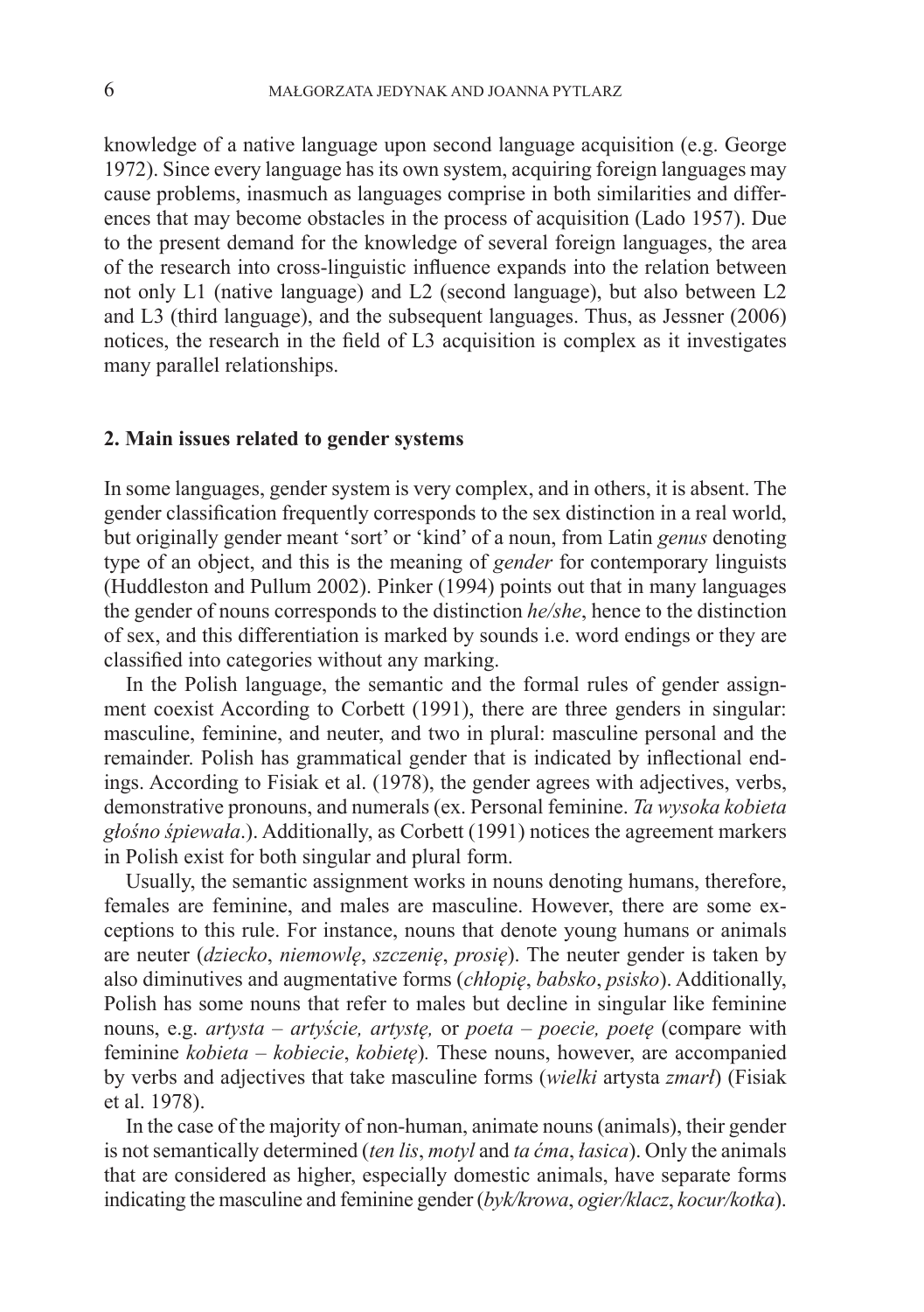knowledge of a native language upon second language acquisition (e.g. George 1972). Since every language has its own system, acquiring foreign languages may cause problems, inasmuch as languages comprise in both similarities and differences that may become obstacles in the process of acquisition (Lado 1957). Due to the present demand for the knowledge of several foreign languages, the area of the research into cross-linguistic influence expands into the relation between not only L1 (native language) and L2 (second language), but also between L2 and L3 (third language), and the subsequent languages. Thus, as Jessner (2006) notices, the research in the field of L3 acquisition is complex as it investigates many parallel relationships.

## 2. Main issues related to gender systems

In some languages, gender system is very complex, and in others, it is absent. The gender classification frequently corresponds to the sex distinction in a real world, but originally gender meant 'sort' or 'kind' of a noun, from Latin *genus* denoting type of an object, and this is the meaning of *gender* for contemporary linguists (Huddleston and Pullum 2002). Pinker (1994) points out that in many languages the gender of nouns corresponds to the distinction *he/she*, hence to the distinction of sex, and this differentiation is marked by sounds i.e. word endings or they are classified into categories without any marking.

In the Polish language, the semantic and the formal rules of gender assignment coexist According to Corbett (1991), there are three genders in singular: masculine, feminine, and neuter, and two in plural: masculine personal and the remainder. Polish has grammatical gender that is indicated by inflectional endings. According to Fisiak et al. (1978), the gender agrees with adjectives, verbs, demonstrative pronouns, and numerals (ex. Personal feminine. *Ta wysoka kobieta głośno śpiewała*.). Additionally, as Corbett (1991) notices the agreement markers in Polish exist for both singular and plural form.

Usually, the semantic assignment works in nouns denoting humans, therefore, females are feminine, and males are masculine. However, there are some exceptions to this rule. For instance, nouns that denote young humans or animals are neuter (*dziecko*, *niemowlę*, *szczenię*, *prosię*). The neuter gender is taken by also diminutives and augmentative forms (*chłopię*, *babsko*, *psisko*). Additionally, Polish has some nouns that refer to males but decline in singular like feminine nouns, e.g. *artysta – artyście, artystę,* or *poeta – poecie, poetę* (compare with feminine *kobieta – kobiecie*, *kobietę*)*.* These nouns, however, are accompanied by verbs and adjectives that take masculine forms (*wielki* artysta *zmarł*) (Fisiak et al. 1978).

In the case of the majority of non-human, animate nouns (animals), their gender is not semantically determined (*ten lis*, *motyl* and *ta ćma*, *łasica*). Only the animals that are considered as higher, especially domestic animals, have separate forms indicating the masculine and feminine gender (*byk/krowa*, *ogier/klacz*, *kocur/kotka*).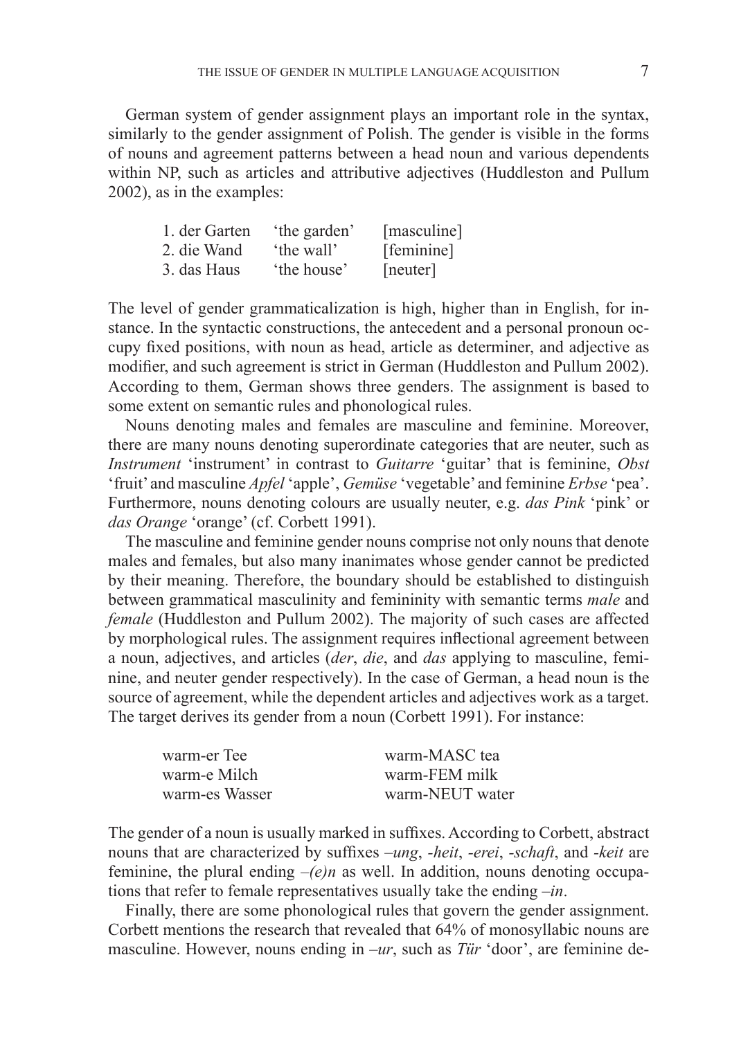German system of gender assignment plays an important role in the syntax, similarly to the gender assignment of Polish. The gender is visible in the forms of nouns and agreement patterns between a head noun and various dependents within NP, such as articles and attributive adjectives (Huddleston and Pullum 2002), as in the examples:

| | | |
|---|---|---|
| 1. der Garten | 'the garden' | [masculine] |
| 2. die Wand | 'the wall' | [feminine] |
| 3. das Haus | 'the house' | [neuter] |

The level of gender grammaticalization is high, higher than in English, for instance. In the syntactic constructions, the antecedent and a personal pronoun occupy fixed positions, with noun as head, article as determiner, and adjective as modifier, and such agreement is strict in German (Huddleston and Pullum 2002). According to them, German shows three genders. The assignment is based to some extent on semantic rules and phonological rules.

Nouns denoting males and females are masculine and feminine. Moreover, there are many nouns denoting superordinate categories that are neuter, such as *Instrument* 'instrument' in contrast to *Guitarre* 'guitar' that is feminine, *Obst* 'fruit' and masculine *Apfel* 'apple', *Gemüse* 'vegetable' and feminine *Erbse* 'pea'. Furthermore, nouns denoting colours are usually neuter, e.g. *das Pink* 'pink' or *das Orange* 'orange' (cf. Corbett 1991).

The masculine and feminine gender nouns comprise not only nouns that denote males and females, but also many inanimates whose gender cannot be predicted by their meaning. Therefore, the boundary should be established to distinguish between grammatical masculinity and femininity with semantic terms *male* and *female* (Huddleston and Pullum 2002). The majority of such cases are affected by morphological rules. The assignment requires inflectional agreement between a noun, adjectives, and articles (*der*, *die*, and *das* applying to masculine, feminine, and neuter gender respectively). In the case of German, a head noun is the source of agreement, while the dependent articles and adjectives work as a target. The target derives its gender from a noun (Corbett 1991). For instance:

| | |
|---|---|
| warm-er Tee | warm-MASC tea |
| warm-e Milch | warm-FEM milk |
| warm-es Wasser | warm-NEUT water |

The gender of a noun is usually marked in suffixes. According to Corbett, abstract nouns that are characterized by suffixes *–ung*, *-heit*, *-erei*, *-schaft*, and *-keit* are feminine, the plural ending *–(e)n* as well. In addition, nouns denoting occupations that refer to female representatives usually take the ending *–in*.

Finally, there are some phonological rules that govern the gender assignment. Corbett mentions the research that revealed that 64% of monosyllabic nouns are masculine. However, nouns ending in *–ur*, such as *Tür* 'door', are feminine de-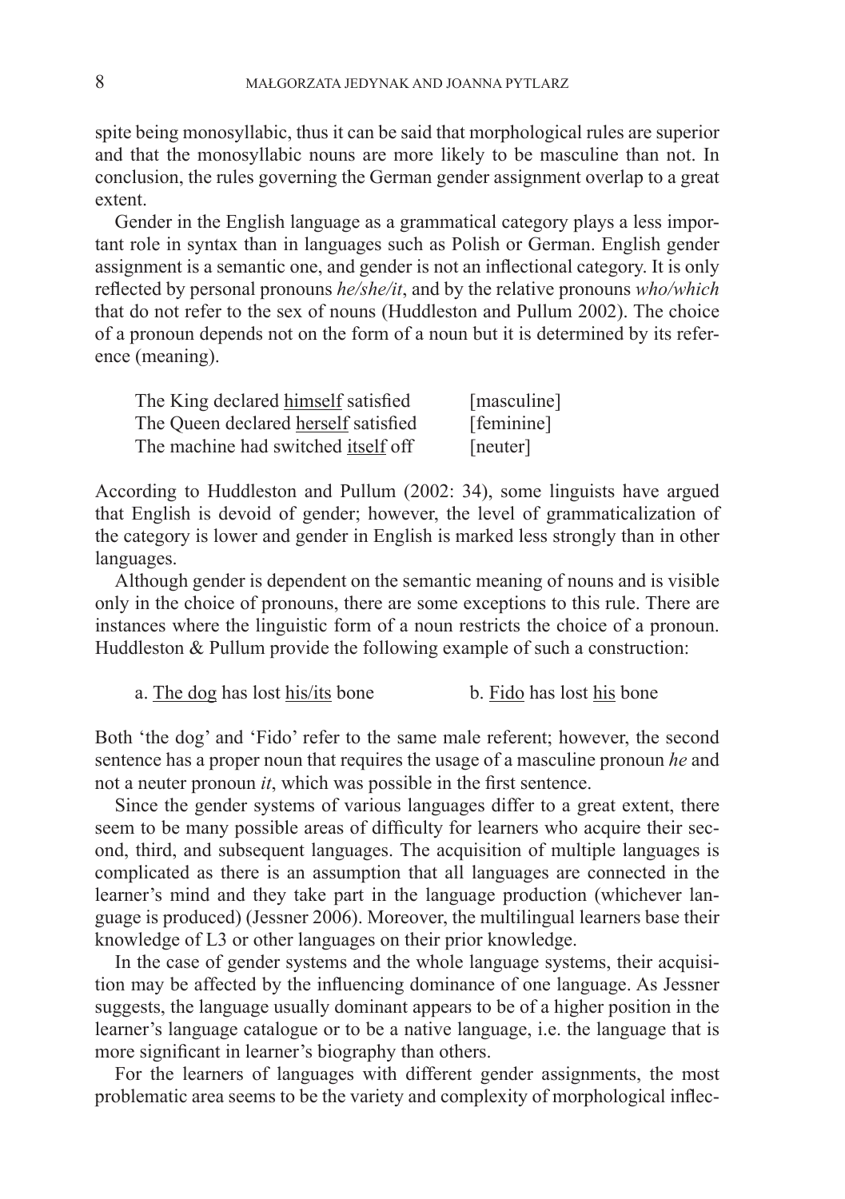spite being monosyllabic, thus it can be said that morphological rules are superior and that the monosyllabic nouns are more likely to be masculine than not. In conclusion, the rules governing the German gender assignment overlap to a great extent.

Gender in the English language as a grammatical category plays a less important role in syntax than in languages such as Polish or German. English gender assignment is a semantic one, and gender is not an inflectional category. It is only reflected by personal pronouns *he/she/it*, and by the relative pronouns *who/which* that do not refer to the sex of nouns (Huddleston and Pullum 2002). The choice of a pronoun depends not on the form of a noun but it is determined by its reference (meaning).

| | |
|---|---|
| The King declared <u>himself</u> satisfied | [masculine] |
| The Queen declared <u>herself</u> satisfied | [feminine] |
| The machine had switched <u>itself</u> off | [neuter] |

According to Huddleston and Pullum (2002: 34), some linguists have argued that English is devoid of gender; however, the level of grammaticalization of the category is lower and gender in English is marked less strongly than in other languages.

Although gender is dependent on the semantic meaning of nouns and is visible only in the choice of pronouns, there are some exceptions to this rule. There are instances where the linguistic form of a noun restricts the choice of a pronoun. Huddleston & Pullum provide the following example of such a construction:

a. <u>The dog</u> has lost <u>his/its</u> bone b. <u>Fido</u> has lost <u>his</u> bone

Both 'the dog' and 'Fido' refer to the same male referent; however, the second sentence has a proper noun that requires the usage of a masculine pronoun *he* and not a neuter pronoun *it*, which was possible in the first sentence.

Since the gender systems of various languages differ to a great extent, there seem to be many possible areas of difficulty for learners who acquire their second, third, and subsequent languages. The acquisition of multiple languages is complicated as there is an assumption that all languages are connected in the learner's mind and they take part in the language production (whichever language is produced) (Jessner 2006). Moreover, the multilingual learners base their knowledge of L3 or other languages on their prior knowledge.

In the case of gender systems and the whole language systems, their acquisition may be affected by the influencing dominance of one language. As Jessner suggests, the language usually dominant appears to be of a higher position in the learner's language catalogue or to be a native language, i.e. the language that is more significant in learner's biography than others.

For the learners of languages with different gender assignments, the most problematic area seems to be the variety and complexity of morphological inflec-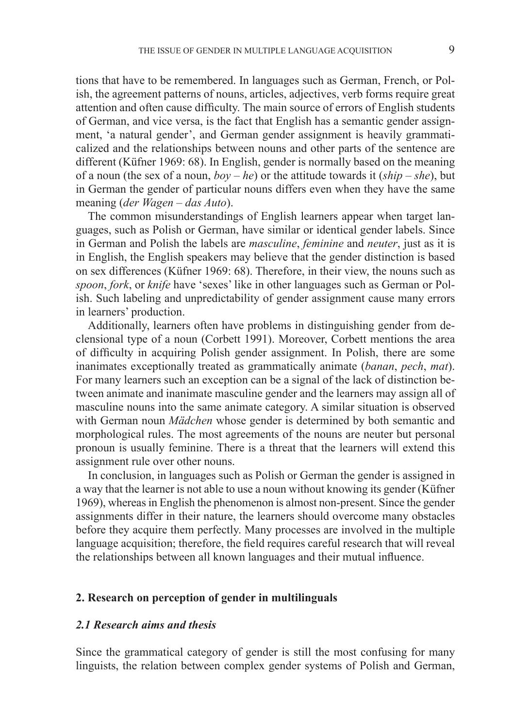tions that have to be remembered. In languages such as German, French, or Polish, the agreement patterns of nouns, articles, adjectives, verb forms require great attention and often cause difficulty. The main source of errors of English students of German, and vice versa, is the fact that English has a semantic gender assignment, 'a natural gender', and German gender assignment is heavily grammaticalized and the relationships between nouns and other parts of the sentence are different (Küfner 1969: 68). In English, gender is normally based on the meaning of a noun (the sex of a noun, *boy – he*) or the attitude towards it (*ship – she*), but in German the gender of particular nouns differs even when they have the same meaning (*der Wagen – das Auto*).

The common misunderstandings of English learners appear when target languages, such as Polish or German, have similar or identical gender labels. Since in German and Polish the labels are *masculine*, *feminine* and *neuter*, just as it is in English, the English speakers may believe that the gender distinction is based on sex differences (Küfner 1969: 68). Therefore, in their view, the nouns such as *spoon*, *fork*, or *knife* have 'sexes' like in other languages such as German or Polish. Such labeling and unpredictability of gender assignment cause many errors in learners' production.

Additionally, learners often have problems in distinguishing gender from declensional type of a noun (Corbett 1991). Moreover, Corbett mentions the area of difficulty in acquiring Polish gender assignment. In Polish, there are some inanimates exceptionally treated as grammatically animate (*banan*, *pech*, *mat*). For many learners such an exception can be a signal of the lack of distinction between animate and inanimate masculine gender and the learners may assign all of masculine nouns into the same animate category. A similar situation is observed with German noun *Mädchen* whose gender is determined by both semantic and morphological rules. The most agreements of the nouns are neuter but personal pronoun is usually feminine. There is a threat that the learners will extend this assignment rule over other nouns.

In conclusion, in languages such as Polish or German the gender is assigned in a way that the learner is not able to use a noun without knowing its gender (Küfner 1969), whereas in English the phenomenon is almost non-present. Since the gender assignments differ in their nature, the learners should overcome many obstacles before they acquire them perfectly. Many processes are involved in the multiple language acquisition; therefore, the field requires careful research that will reveal the relationships between all known languages and their mutual influence.

## 2. Research on perception of gender in multilinguals

### *2.1 Research aims and thesis*

Since the grammatical category of gender is still the most confusing for many linguists, the relation between complex gender systems of Polish and German,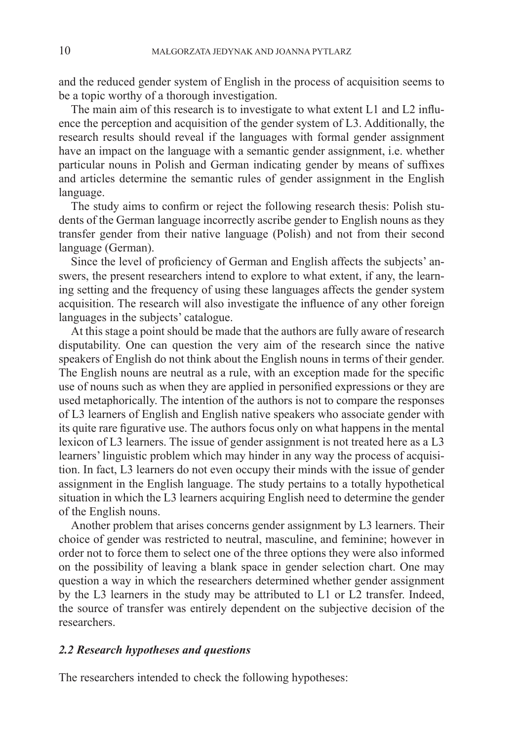and the reduced gender system of English in the process of acquisition seems to be a topic worthy of a thorough investigation.

The main aim of this research is to investigate to what extent L1 and L2 influence the perception and acquisition of the gender system of L3. Additionally, the research results should reveal if the languages with formal gender assignment have an impact on the language with a semantic gender assignment, i.e. whether particular nouns in Polish and German indicating gender by means of suffixes and articles determine the semantic rules of gender assignment in the English language.

The study aims to confirm or reject the following research thesis: Polish students of the German language incorrectly ascribe gender to English nouns as they transfer gender from their native language (Polish) and not from their second language (German).

Since the level of proficiency of German and English affects the subjects' answers, the present researchers intend to explore to what extent, if any, the learning setting and the frequency of using these languages affects the gender system acquisition. The research will also investigate the influence of any other foreign languages in the subjects' catalogue.

At this stage a point should be made that the authors are fully aware of research disputability. One can question the very aim of the research since the native speakers of English do not think about the English nouns in terms of their gender. The English nouns are neutral as a rule, with an exception made for the specific use of nouns such as when they are applied in personified expressions or they are used metaphorically. The intention of the authors is not to compare the responses of L3 learners of English and English native speakers who associate gender with its quite rare figurative use. The authors focus only on what happens in the mental lexicon of L3 learners. The issue of gender assignment is not treated here as a L3 learners' linguistic problem which may hinder in any way the process of acquisition. In fact, L3 learners do not even occupy their minds with the issue of gender assignment in the English language. The study pertains to a totally hypothetical situation in which the L3 learners acquiring English need to determine the gender of the English nouns.

Another problem that arises concerns gender assignment by L3 learners. Their choice of gender was restricted to neutral, masculine, and feminine; however in order not to force them to select one of the three options they were also informed on the possibility of leaving a blank space in gender selection chart. One may question a way in which the researchers determined whether gender assignment by the L3 learners in the study may be attributed to L1 or L2 transfer. Indeed, the source of transfer was entirely dependent on the subjective decision of the researchers.

### *2.2 Research hypotheses and questions*

The researchers intended to check the following hypotheses: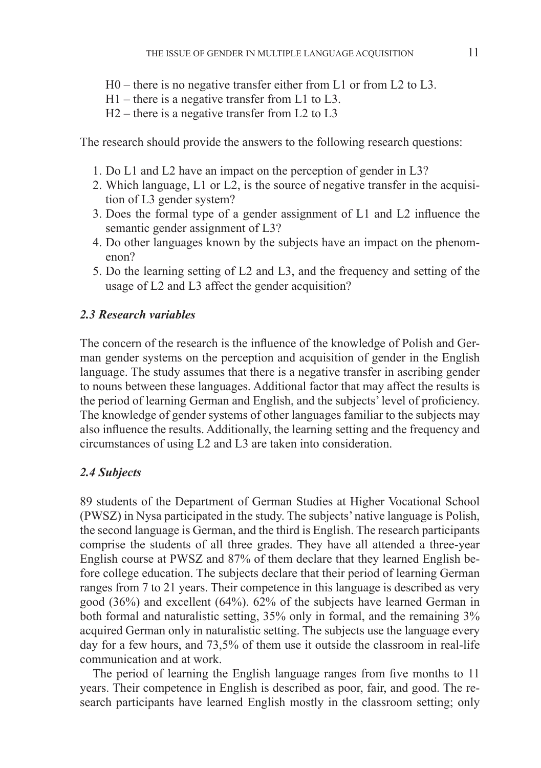H0 – there is no negative transfer either from L1 or from L2 to L3.
H1 – there is a negative transfer from L1 to L3.
H2 – there is a negative transfer from L2 to L3

The research should provide the answers to the following research questions:

1. Do L1 and L2 have an impact on the perception of gender in L3?
2. Which language, L1 or L2, is the source of negative transfer in the acquisition of L3 gender system?
3. Does the formal type of a gender assignment of L1 and L2 influence the semantic gender assignment of L3?
4. Do other languages known by the subjects have an impact on the phenomenon?
5. Do the learning setting of L2 and L3, and the frequency and setting of the usage of L2 and L3 affect the gender acquisition?

### *2.3 Research variables*

The concern of the research is the influence of the knowledge of Polish and German gender systems on the perception and acquisition of gender in the English language. The study assumes that there is a negative transfer in ascribing gender to nouns between these languages. Additional factor that may affect the results is the period of learning German and English, and the subjects' level of proficiency. The knowledge of gender systems of other languages familiar to the subjects may also influence the results. Additionally, the learning setting and the frequency and circumstances of using L2 and L3 are taken into consideration.

### *2.4 Subjects*

89 students of the Department of German Studies at Higher Vocational School (PWSZ) in Nysa participated in the study. The subjects' native language is Polish, the second language is German, and the third is English. The research participants comprise the students of all three grades. They have all attended a three-year English course at PWSZ and 87% of them declare that they learned English before college education. The subjects declare that their period of learning German ranges from 7 to 21 years. Their competence in this language is described as very good (36%) and excellent (64%). 62% of the subjects have learned German in both formal and naturalistic setting, 35% only in formal, and the remaining 3% acquired German only in naturalistic setting. The subjects use the language every day for a few hours, and 73,5% of them use it outside the classroom in real-life communication and at work.

The period of learning the English language ranges from five months to 11 years. Their competence in English is described as poor, fair, and good. The research participants have learned English mostly in the classroom setting; only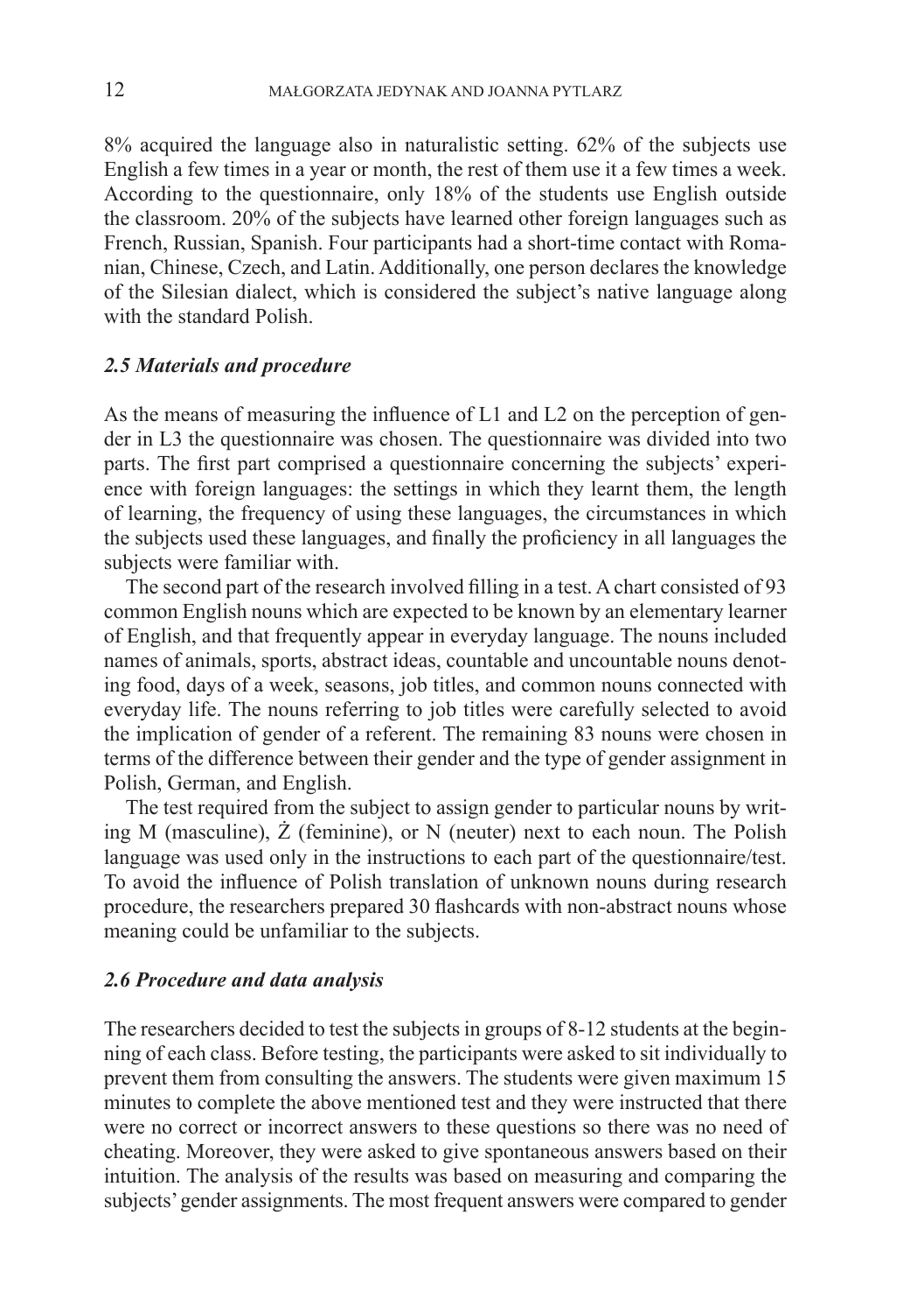8% acquired the language also in naturalistic setting. 62% of the subjects use English a few times in a year or month, the rest of them use it a few times a week. According to the questionnaire, only 18% of the students use English outside the classroom. 20% of the subjects have learned other foreign languages such as French, Russian, Spanish. Four participants had a short-time contact with Romanian, Chinese, Czech, and Latin. Additionally, one person declares the knowledge of the Silesian dialect, which is considered the subject's native language along with the standard Polish.

### *2.5 Materials and procedure*

As the means of measuring the influence of L1 and L2 on the perception of gender in L3 the questionnaire was chosen. The questionnaire was divided into two parts. The first part comprised a questionnaire concerning the subjects' experience with foreign languages: the settings in which they learnt them, the length of learning, the frequency of using these languages, the circumstances in which the subjects used these languages, and finally the proficiency in all languages the subjects were familiar with.

The second part of the research involved filling in a test. A chart consisted of 93 common English nouns which are expected to be known by an elementary learner of English, and that frequently appear in everyday language. The nouns included names of animals, sports, abstract ideas, countable and uncountable nouns denoting food, days of a week, seasons, job titles, and common nouns connected with everyday life. The nouns referring to job titles were carefully selected to avoid the implication of gender of a referent. The remaining 83 nouns were chosen in terms of the difference between their gender and the type of gender assignment in Polish, German, and English.

The test required from the subject to assign gender to particular nouns by writing M (masculine), Ż (feminine), or N (neuter) next to each noun. The Polish language was used only in the instructions to each part of the questionnaire/test. To avoid the influence of Polish translation of unknown nouns during research procedure, the researchers prepared 30 flashcards with non-abstract nouns whose meaning could be unfamiliar to the subjects.

### *2.6 Procedure and data analysis*

The researchers decided to test the subjects in groups of 8-12 students at the beginning of each class. Before testing, the participants were asked to sit individually to prevent them from consulting the answers. The students were given maximum 15 minutes to complete the above mentioned test and they were instructed that there were no correct or incorrect answers to these questions so there was no need of cheating. Moreover, they were asked to give spontaneous answers based on their intuition. The analysis of the results was based on measuring and comparing the subjects' gender assignments. The most frequent answers were compared to gender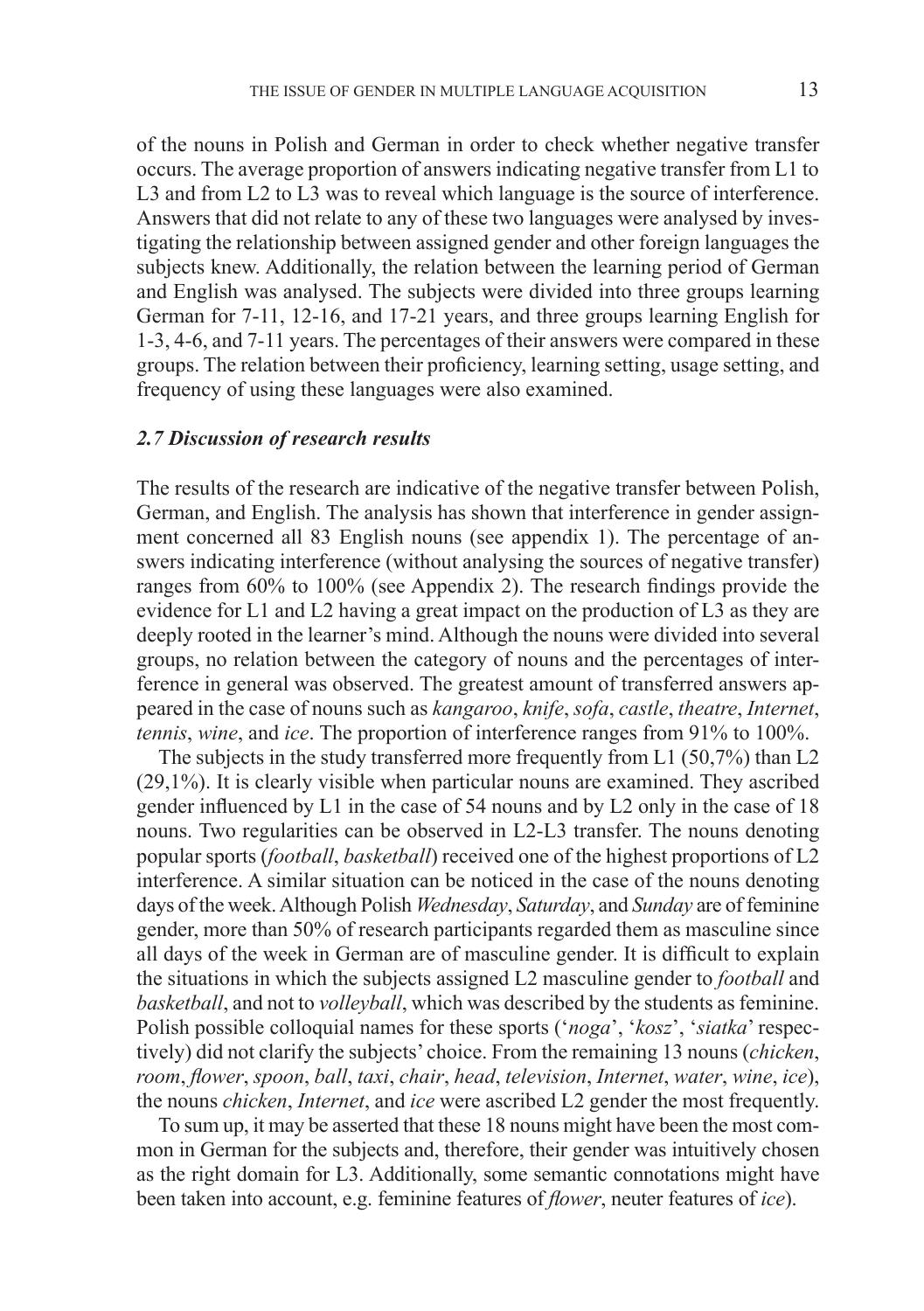of the nouns in Polish and German in order to check whether negative transfer occurs. The average proportion of answers indicating negative transfer from L1 to L3 and from L2 to L3 was to reveal which language is the source of interference. Answers that did not relate to any of these two languages were analysed by investigating the relationship between assigned gender and other foreign languages the subjects knew. Additionally, the relation between the learning period of German and English was analysed. The subjects were divided into three groups learning German for 7-11, 12-16, and 17-21 years, and three groups learning English for 1-3, 4-6, and 7-11 years. The percentages of their answers were compared in these groups. The relation between their proficiency, learning setting, usage setting, and frequency of using these languages were also examined.

### *2.7 Discussion of research results*

The results of the research are indicative of the negative transfer between Polish, German, and English. The analysis has shown that interference in gender assignment concerned all 83 English nouns (see appendix 1). The percentage of answers indicating interference (without analysing the sources of negative transfer) ranges from 60% to 100% (see Appendix 2). The research findings provide the evidence for L1 and L2 having a great impact on the production of L3 as they are deeply rooted in the learner's mind. Although the nouns were divided into several groups, no relation between the category of nouns and the percentages of interference in general was observed. The greatest amount of transferred answers appeared in the case of nouns such as *kangaroo*, *knife*, *sofa*, *castle*, *theatre*, *Internet*, *tennis*, *wine*, and *ice*. The proportion of interference ranges from 91% to 100%.

The subjects in the study transferred more frequently from L1 (50,7%) than L2 (29,1%). It is clearly visible when particular nouns are examined. They ascribed gender influenced by L1 in the case of 54 nouns and by L2 only in the case of 18 nouns. Two regularities can be observed in L2-L3 transfer. The nouns denoting popular sports (*football*, *basketball*) received one of the highest proportions of L2 interference. A similar situation can be noticed in the case of the nouns denoting days of the week. Although Polish *Wednesday*, *Saturday*, and *Sunday* are of feminine gender, more than 50% of research participants regarded them as masculine since all days of the week in German are of masculine gender. It is difficult to explain the situations in which the subjects assigned L2 masculine gender to *football* and *basketball*, and not to *volleyball*, which was described by the students as feminine. Polish possible colloquial names for these sports ('*noga*', '*kosz*', '*siatka*' respectively) did not clarify the subjects' choice. From the remaining 13 nouns (*chicken*, *room*, *flower*, *spoon*, *ball*, *taxi*, *chair*, *head*, *television*, *Internet*, *water*, *wine*, *ice*), the nouns *chicken*, *Internet*, and *ice* were ascribed L2 gender the most frequently.

To sum up, it may be asserted that these 18 nouns might have been the most common in German for the subjects and, therefore, their gender was intuitively chosen as the right domain for L3. Additionally, some semantic connotations might have been taken into account, e.g. feminine features of *flower*, neuter features of *ice*).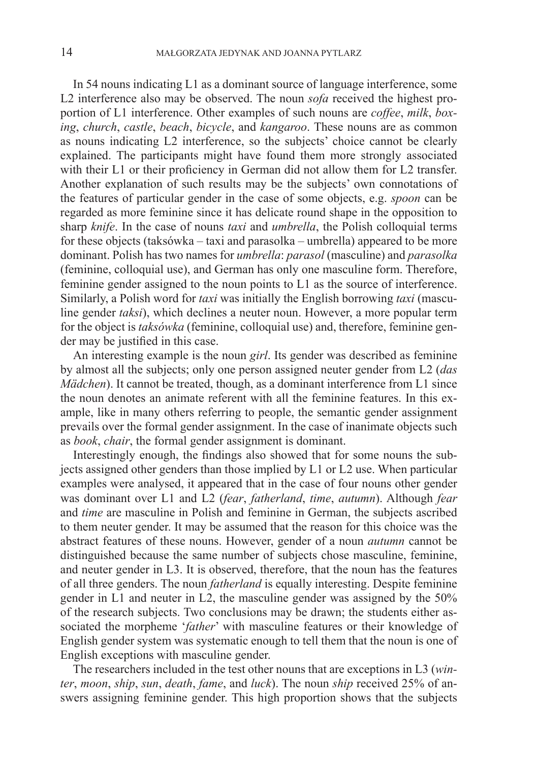In 54 nouns indicating L1 as a dominant source of language interference, some L2 interference also may be observed. The noun *sofa* received the highest proportion of L1 interference. Other examples of such nouns are *coffee*, *milk*, *boxing*, *church*, *castle*, *beach*, *bicycle*, and *kangaroo*. These nouns are as common as nouns indicating L2 interference, so the subjects' choice cannot be clearly explained. The participants might have found them more strongly associated with their L1 or their proficiency in German did not allow them for L2 transfer. Another explanation of such results may be the subjects' own connotations of the features of particular gender in the case of some objects, e.g. *spoon* can be regarded as more feminine since it has delicate round shape in the opposition to sharp *knife*. In the case of nouns *taxi* and *umbrella*, the Polish colloquial terms for these objects (taksówka – taxi and parasolka – umbrella) appeared to be more dominant. Polish has two names for *umbrella*: *parasol* (masculine) and *parasolka* (feminine, colloquial use), and German has only one masculine form. Therefore, feminine gender assigned to the noun points to L1 as the source of interference. Similarly, a Polish word for *taxi* was initially the English borrowing *taxi* (masculine gender *taksi*), which declines a neuter noun. However, a more popular term for the object is *taksówka* (feminine, colloquial use) and, therefore, feminine gender may be justified in this case.

An interesting example is the noun *girl*. Its gender was described as feminine by almost all the subjects; only one person assigned neuter gender from L2 (*das Mädchen*). It cannot be treated, though, as a dominant interference from L1 since the noun denotes an animate referent with all the feminine features. In this example, like in many others referring to people, the semantic gender assignment prevails over the formal gender assignment. In the case of inanimate objects such as *book*, *chair*, the formal gender assignment is dominant.

Interestingly enough, the findings also showed that for some nouns the subjects assigned other genders than those implied by L1 or L2 use. When particular examples were analysed, it appeared that in the case of four nouns other gender was dominant over L1 and L2 (*fear*, *fatherland*, *time*, *autumn*). Although *fear* and *time* are masculine in Polish and feminine in German, the subjects ascribed to them neuter gender. It may be assumed that the reason for this choice was the abstract features of these nouns. However, gender of a noun *autumn* cannot be distinguished because the same number of subjects chose masculine, feminine, and neuter gender in L3. It is observed, therefore, that the noun has the features of all three genders. The noun *fatherland* is equally interesting. Despite feminine gender in L1 and neuter in L2, the masculine gender was assigned by the 50% of the research subjects. Two conclusions may be drawn; the students either associated the morpheme '*father*' with masculine features or their knowledge of English gender system was systematic enough to tell them that the noun is one of English exceptions with masculine gender.

The researchers included in the test other nouns that are exceptions in L3 (*winter*, *moon*, *ship*, *sun*, *death*, *fame*, and *luck*). The noun *ship* received 25% of answers assigning feminine gender. This high proportion shows that the subjects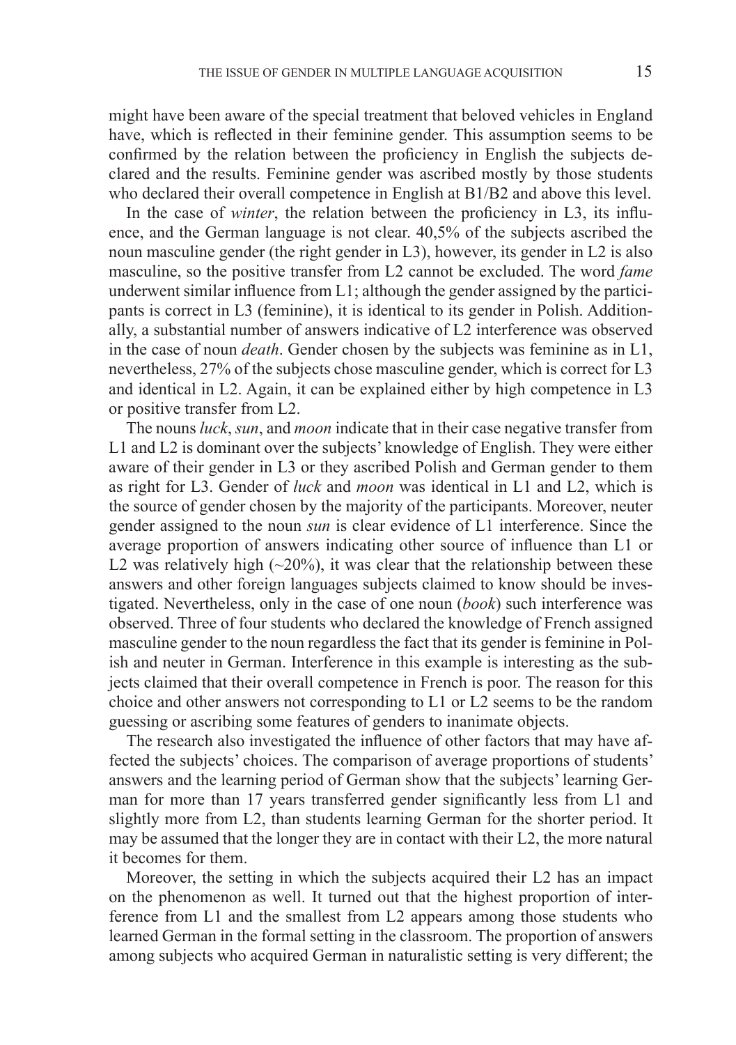might have been aware of the special treatment that beloved vehicles in England have, which is reflected in their feminine gender. This assumption seems to be confirmed by the relation between the proficiency in English the subjects declared and the results. Feminine gender was ascribed mostly by those students who declared their overall competence in English at B1/B2 and above this level.

In the case of *winter*, the relation between the proficiency in L3, its influence, and the German language is not clear. 40,5% of the subjects ascribed the noun masculine gender (the right gender in L3), however, its gender in L2 is also masculine, so the positive transfer from L2 cannot be excluded. The word *fame* underwent similar influence from L1; although the gender assigned by the participants is correct in L3 (feminine), it is identical to its gender in Polish. Additionally, a substantial number of answers indicative of L2 interference was observed in the case of noun *death*. Gender chosen by the subjects was feminine as in L1, nevertheless, 27% of the subjects chose masculine gender, which is correct for L3 and identical in L2. Again, it can be explained either by high competence in L3 or positive transfer from L2.

The nouns *luck*, *sun*, and *moon* indicate that in their case negative transfer from L1 and L2 is dominant over the subjects' knowledge of English. They were either aware of their gender in L3 or they ascribed Polish and German gender to them as right for L3. Gender of *luck* and *moon* was identical in L1 and L2, which is the source of gender chosen by the majority of the participants. Moreover, neuter gender assigned to the noun *sun* is clear evidence of L1 interference. Since the average proportion of answers indicating other source of influence than L1 or L2 was relatively high (~20%), it was clear that the relationship between these answers and other foreign languages subjects claimed to know should be investigated. Nevertheless, only in the case of one noun (*book*) such interference was observed. Three of four students who declared the knowledge of French assigned masculine gender to the noun regardless the fact that its gender is feminine in Polish and neuter in German. Interference in this example is interesting as the subjects claimed that their overall competence in French is poor. The reason for this choice and other answers not corresponding to L1 or L2 seems to be the random guessing or ascribing some features of genders to inanimate objects.

The research also investigated the influence of other factors that may have affected the subjects' choices. The comparison of average proportions of students' answers and the learning period of German show that the subjects' learning German for more than 17 years transferred gender significantly less from L1 and slightly more from L2, than students learning German for the shorter period. It may be assumed that the longer they are in contact with their L2, the more natural it becomes for them.

Moreover, the setting in which the subjects acquired their L2 has an impact on the phenomenon as well. It turned out that the highest proportion of interference from L1 and the smallest from L2 appears among those students who learned German in the formal setting in the classroom. The proportion of answers among subjects who acquired German in naturalistic setting is very different; the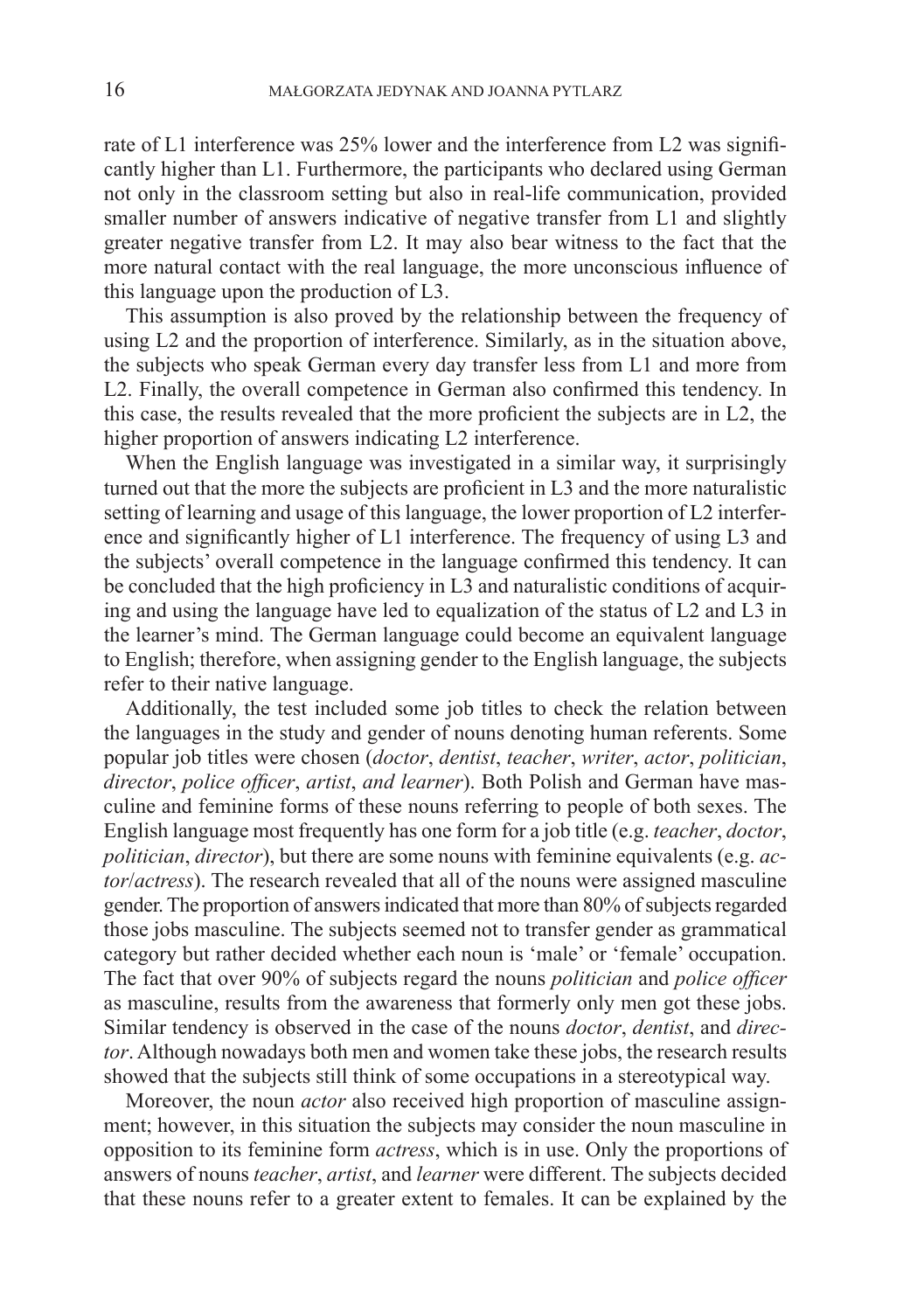rate of L1 interference was 25% lower and the interference from L2 was significantly higher than L1. Furthermore, the participants who declared using German not only in the classroom setting but also in real-life communication, provided smaller number of answers indicative of negative transfer from L1 and slightly greater negative transfer from L2. It may also bear witness to the fact that the more natural contact with the real language, the more unconscious influence of this language upon the production of L3.

This assumption is also proved by the relationship between the frequency of using L2 and the proportion of interference. Similarly, as in the situation above, the subjects who speak German every day transfer less from L1 and more from L2. Finally, the overall competence in German also confirmed this tendency. In this case, the results revealed that the more proficient the subjects are in L2, the higher proportion of answers indicating L2 interference.

When the English language was investigated in a similar way, it surprisingly turned out that the more the subjects are proficient in L3 and the more naturalistic setting of learning and usage of this language, the lower proportion of L2 interference and significantly higher of L1 interference. The frequency of using L3 and the subjects' overall competence in the language confirmed this tendency. It can be concluded that the high proficiency in L3 and naturalistic conditions of acquiring and using the language have led to equalization of the status of L2 and L3 in the learner's mind. The German language could become an equivalent language to English; therefore, when assigning gender to the English language, the subjects refer to their native language.

Additionally, the test included some job titles to check the relation between the languages in the study and gender of nouns denoting human referents. Some popular job titles were chosen (*doctor*, *dentist*, *teacher*, *writer*, *actor*, *politician*, *director*, *police officer*, *artist*, *and learner*). Both Polish and German have masculine and feminine forms of these nouns referring to people of both sexes. The English language most frequently has one form for a job title (e.g. *teacher*, *doctor*, *politician*, *director*), but there are some nouns with feminine equivalents (e.g. *actor*/*actress*). The research revealed that all of the nouns were assigned masculine gender. The proportion of answers indicated that more than 80% of subjects regarded those jobs masculine. The subjects seemed not to transfer gender as grammatical category but rather decided whether each noun is 'male' or 'female' occupation. The fact that over 90% of subjects regard the nouns *politician* and *police officer* as masculine, results from the awareness that formerly only men got these jobs. Similar tendency is observed in the case of the nouns *doctor*, *dentist*, and *director*. Although nowadays both men and women take these jobs, the research results showed that the subjects still think of some occupations in a stereotypical way.

Moreover, the noun *actor* also received high proportion of masculine assignment; however, in this situation the subjects may consider the noun masculine in opposition to its feminine form *actress*, which is in use. Only the proportions of answers of nouns *teacher*, *artist*, and *learner* were different. The subjects decided that these nouns refer to a greater extent to females. It can be explained by the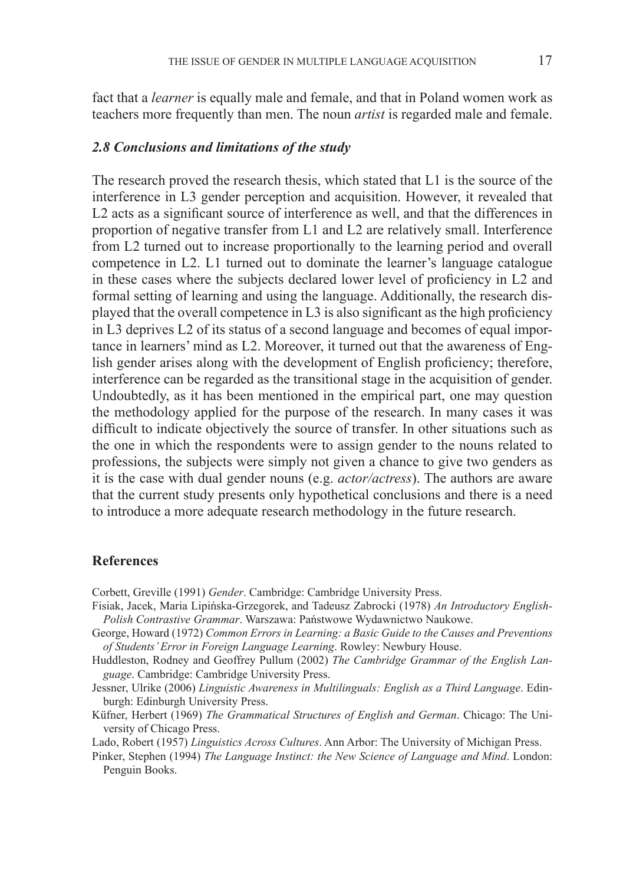fact that a *learner* is equally male and female, and that in Poland women work as teachers more frequently than men. The noun *artist* is regarded male and female.

### *2.8 Conclusions and limitations of the study*

The research proved the research thesis, which stated that L1 is the source of the interference in L3 gender perception and acquisition. However, it revealed that L2 acts as a significant source of interference as well, and that the differences in proportion of negative transfer from L1 and L2 are relatively small. Interference from L2 turned out to increase proportionally to the learning period and overall competence in L2. L1 turned out to dominate the learner's language catalogue in these cases where the subjects declared lower level of proficiency in L2 and formal setting of learning and using the language. Additionally, the research displayed that the overall competence in L3 is also significant as the high proficiency in L3 deprives L2 of its status of a second language and becomes of equal importance in learners' mind as L2. Moreover, it turned out that the awareness of English gender arises along with the development of English proficiency; therefore, interference can be regarded as the transitional stage in the acquisition of gender. Undoubtedly, as it has been mentioned in the empirical part, one may question the methodology applied for the purpose of the research. In many cases it was difficult to indicate objectively the source of transfer. In other situations such as the one in which the respondents were to assign gender to the nouns related to professions, the subjects were simply not given a chance to give two genders as it is the case with dual gender nouns (e.g. *actor/actress*). The authors are aware that the current study presents only hypothetical conclusions and there is a need to introduce a more adequate research methodology in the future research.

## References

Corbett, Greville (1991) *Gender*. Cambridge: Cambridge University Press.

Fisiak, Jacek, Maria Lipińska-Grzegorek, and Tadeusz Zabrocki (1978) *An Introductory English-Polish Contrastive Grammar*. Warszawa: Państwowe Wydawnictwo Naukowe.

George, Howard (1972) *Common Errors in Learning: a Basic Guide to the Causes and Preventions of Students' Error in Foreign Language Learning*. Rowley: Newbury House.

Huddleston, Rodney and Geoffrey Pullum (2002) *The Cambridge Grammar of the English Language*. Cambridge: Cambridge University Press.

Jessner, Ulrike (2006) *Linguistic Awareness in Multilinguals: English as a Third Language*. Edinburgh: Edinburgh University Press.

Küfner, Herbert (1969) *The Grammatical Structures of English and German*. Chicago: The University of Chicago Press.

Lado, Robert (1957) *Linguistics Across Cultures*. Ann Arbor: The University of Michigan Press.

Pinker, Stephen (1994) *The Language Instinct: the New Science of Language and Mind*. London: Penguin Books.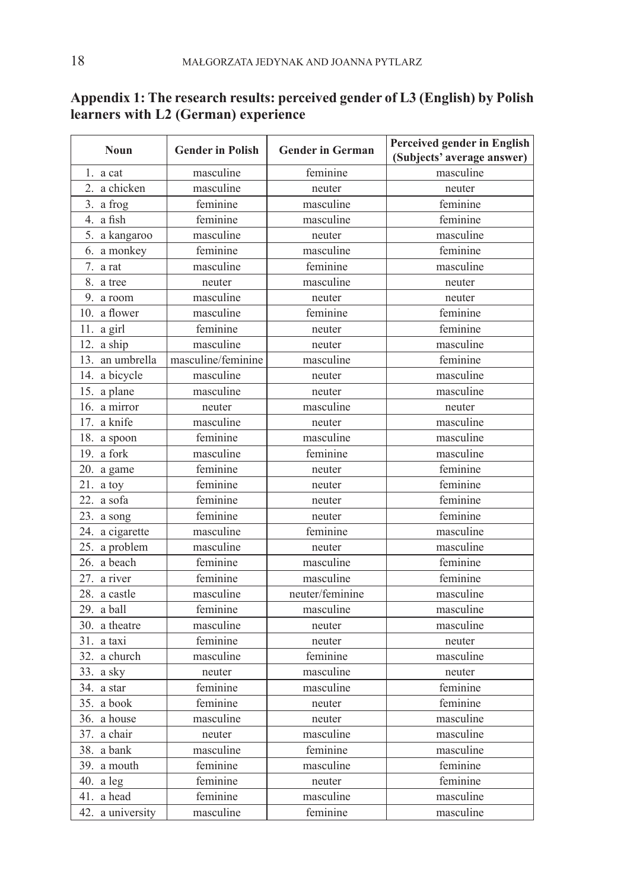## Appendix 1: The research results: perceived gender of L3 (English) by Polish learners with L2 (German) experience

| Noun | Gender in Polish | Gender in German | Perceived gender in English (Subjects' average answer) |
|---|---|---|---|
| 1. a cat | masculine | feminine | masculine |
| 2. a chicken | masculine | neuter | neuter |
| 3. a frog | feminine | masculine | feminine |
| 4. a fish | feminine | masculine | feminine |
| 5. a kangaroo | masculine | neuter | masculine |
| 6. a monkey | feminine | masculine | feminine |
| 7. a rat | masculine | feminine | masculine |
| 8. a tree | neuter | masculine | neuter |
| 9. a room | masculine | neuter | neuter |
| 10. a flower | masculine | feminine | feminine |
| 11. a girl | feminine | neuter | feminine |
| 12. a ship | masculine | neuter | masculine |
| 13. an umbrella | masculine/feminine | masculine | feminine |
| 14. a bicycle | masculine | neuter | masculine |
| 15. a plane | masculine | neuter | masculine |
| 16. a mirror | neuter | masculine | neuter |
| 17. a knife | masculine | neuter | masculine |
| 18. a spoon | feminine | masculine | masculine |
| 19. a fork | masculine | feminine | masculine |
| 20. a game | feminine | neuter | feminine |
| 21. a toy | feminine | neuter | feminine |
| 22. a sofa | feminine | neuter | feminine |
| 23. a song | feminine | neuter | feminine |
| 24. a cigarette | masculine | feminine | masculine |
| 25. a problem | masculine | neuter | masculine |
| 26. a beach | feminine | masculine | feminine |
| 27. a river | feminine | masculine | feminine |
| 28. a castle | masculine | neuter/feminine | masculine |
| 29. a ball | feminine | masculine | masculine |
| 30. a theatre | masculine | neuter | masculine |
| 31. a taxi | feminine | neuter | neuter |
| 32. a church | masculine | feminine | masculine |
| 33. a sky | neuter | masculine | neuter |
| 34. a star | feminine | masculine | feminine |
| 35. a book | feminine | neuter | feminine |
| 36. a house | masculine | neuter | masculine |
| 37. a chair | neuter | masculine | masculine |
| 38. a bank | masculine | feminine | masculine |
| 39. a mouth | feminine | masculine | feminine |
| 40. a leg | feminine | neuter | feminine |
| 41. a head | feminine | masculine | masculine |
| 42. a university | masculine | feminine | masculine |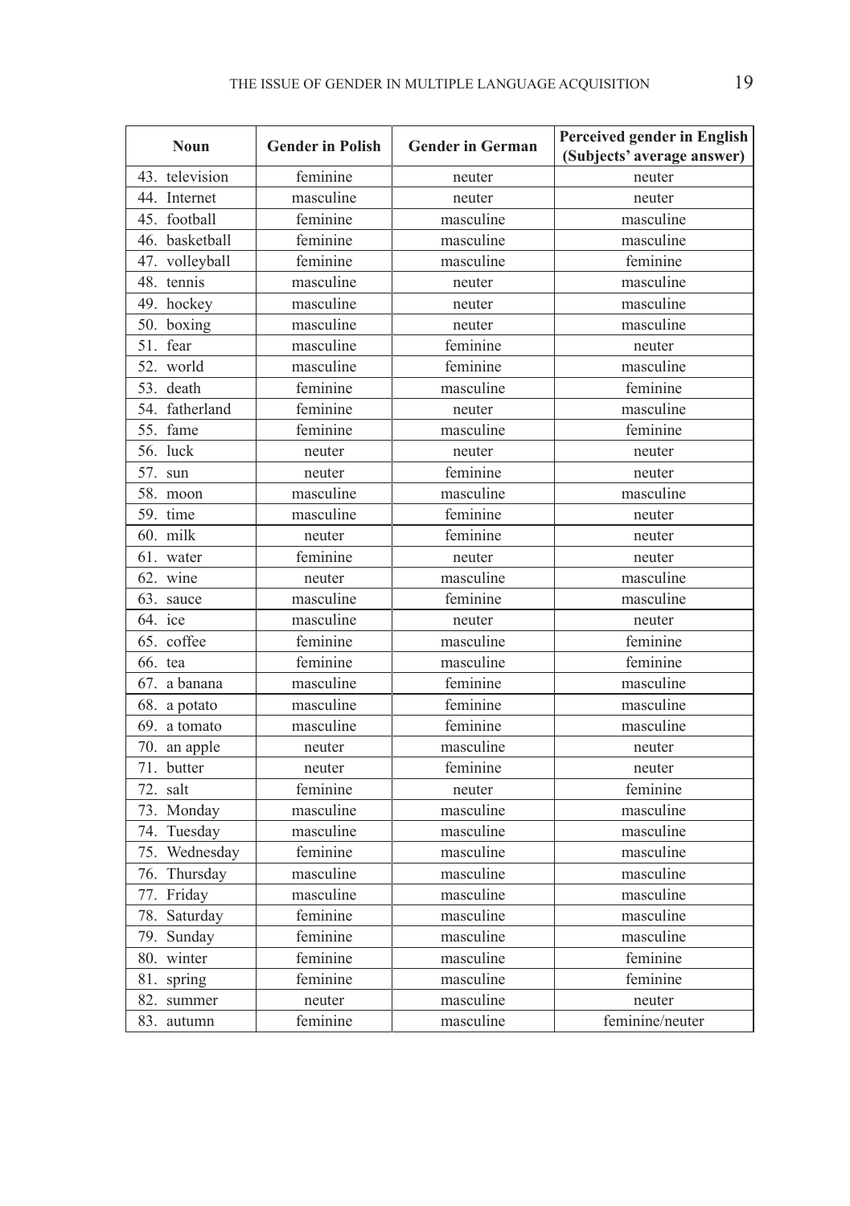| Noun | Gender in Polish | Gender in German | Perceived gender in English (Subjects' average answer) |
|---|---|---|---|
| 43. television | feminine | neuter | neuter |
| 44. Internet | masculine | neuter | neuter |
| 45. football | feminine | masculine | masculine |
| 46. basketball | feminine | masculine | masculine |
| 47. volleyball | feminine | masculine | feminine |
| 48. tennis | masculine | neuter | masculine |
| 49. hockey | masculine | neuter | masculine |
| 50. boxing | masculine | neuter | masculine |
| 51. fear | masculine | feminine | neuter |
| 52. world | masculine | feminine | masculine |
| 53. death | feminine | masculine | feminine |
| 54. fatherland | feminine | neuter | masculine |
| 55. fame | feminine | masculine | feminine |
| 56. luck | neuter | neuter | neuter |
| 57. sun | neuter | feminine | neuter |
| 58. moon | masculine | masculine | masculine |
| 59. time | masculine | feminine | neuter |
| 60. milk | neuter | feminine | neuter |
| 61. water | feminine | neuter | neuter |
| 62. wine | neuter | masculine | masculine |
| 63. sauce | masculine | feminine | masculine |
| 64. ice | masculine | neuter | neuter |
| 65. coffee | feminine | masculine | feminine |
| 66. tea | feminine | masculine | feminine |
| 67. a banana | masculine | feminine | masculine |
| 68. a potato | masculine | feminine | masculine |
| 69. a tomato | masculine | feminine | masculine |
| 70. an apple | neuter | masculine | neuter |
| 71. butter | neuter | feminine | neuter |
| 72. salt | feminine | neuter | feminine |
| 73. Monday | masculine | masculine | masculine |
| 74. Tuesday | masculine | masculine | masculine |
| 75. Wednesday | feminine | masculine | masculine |
| 76. Thursday | masculine | masculine | masculine |
| 77. Friday | masculine | masculine | masculine |
| 78. Saturday | feminine | masculine | masculine |
| 79. Sunday | feminine | masculine | masculine |
| 80. winter | feminine | masculine | feminine |
| 81. spring | feminine | masculine | feminine |
| 82. summer | neuter | masculine | neuter |
| 83. autumn | feminine | masculine | feminine/neuter |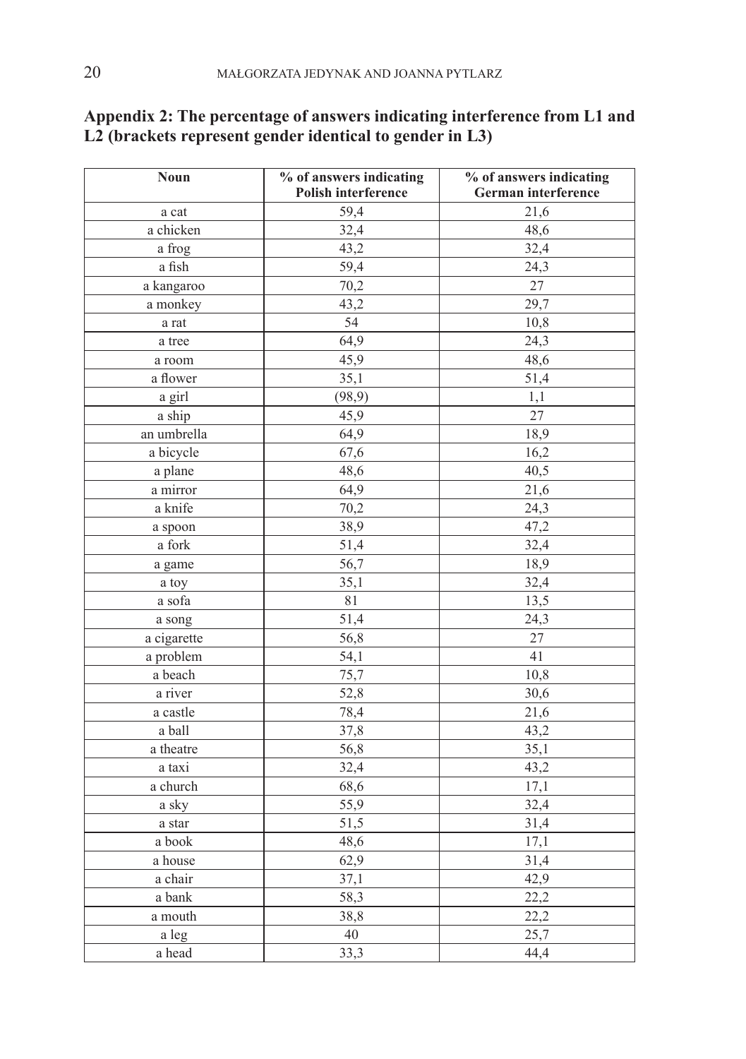## Appendix 2: The percentage of answers indicating interference from L1 and L2 (brackets represent gender identical to gender in L3)

| Noun | % of answers indicating Polish interference | % of answers indicating German interference |
|---|---|---|
| a cat | 59,4 | 21,6 |
| a chicken | 32,4 | 48,6 |
| a frog | 43,2 | 32,4 |
| a fish | 59,4 | 24,3 |
| a kangaroo | 70,2 | 27 |
| a monkey | 43,2 | 29,7 |
| a rat | 54 | 10,8 |
| a tree | 64,9 | 24,3 |
| a room | 45,9 | 48,6 |
| a flower | 35,1 | 51,4 |
| a girl | (98,9) | 1,1 |
| a ship | 45,9 | 27 |
| an umbrella | 64,9 | 18,9 |
| a bicycle | 67,6 | 16,2 |
| a plane | 48,6 | 40,5 |
| a mirror | 64,9 | 21,6 |
| a knife | 70,2 | 24,3 |
| a spoon | 38,9 | 47,2 |
| a fork | 51,4 | 32,4 |
| a game | 56,7 | 18,9 |
| a toy | 35,1 | 32,4 |
| a sofa | 81 | 13,5 |
| a song | 51,4 | 24,3 |
| a cigarette | 56,8 | 27 |
| a problem | 54,1 | 41 |
| a beach | 75,7 | 10,8 |
| a river | 52,8 | 30,6 |
| a castle | 78,4 | 21,6 |
| a ball | 37,8 | 43,2 |
| a theatre | 56,8 | 35,1 |
| a taxi | 32,4 | 43,2 |
| a church | 68,6 | 17,1 |
| a sky | 55,9 | 32,4 |
| a star | 51,5 | 31,4 |
| a book | 48,6 | 17,1 |
| a house | 62,9 | 31,4 |
| a chair | 37,1 | 42,9 |
| a bank | 58,3 | 22,2 |
| a mouth | 38,8 | 22,2 |
| a leg | 40 | 25,7 |
| a head | 33,3 | 44,4 |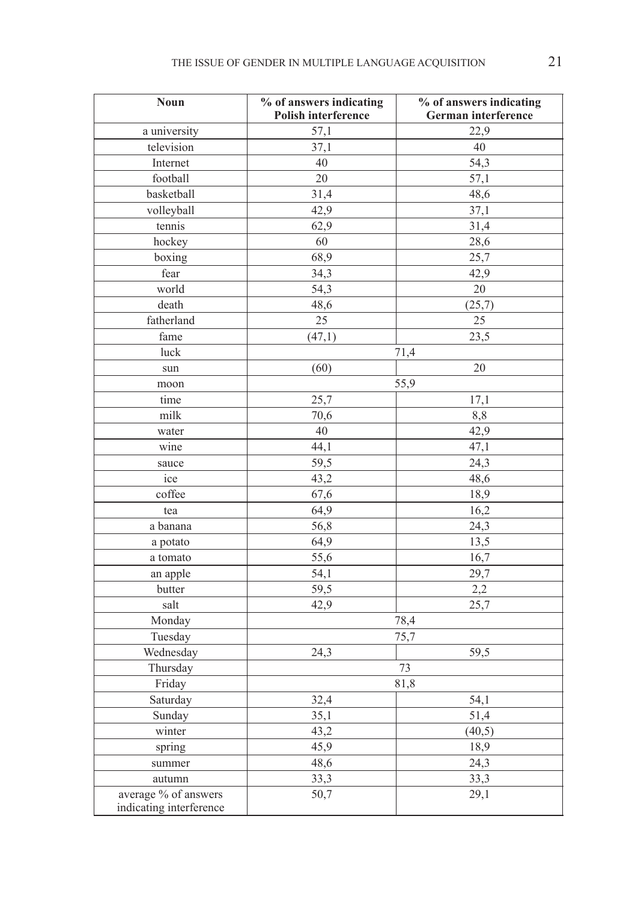| Noun | % of answers indicating Polish interference | % of answers indicating German interference |
|---|---|---|
| a university | 57,1 | 22,9 |
| television | 37,1 | 40 |
| Internet | 40 | 54,3 |
| football | 20 | 57,1 |
| basketball | 31,4 | 48,6 |
| volleyball | 42,9 | 37,1 |
| tennis | 62,9 | 31,4 |
| hockey | 60 | 28,6 |
| boxing | 68,9 | 25,7 |
| fear | 34,3 | 42,9 |
| world | 54,3 | 20 |
| death | 48,6 | (25,7) |
| fatherland | 25 | 25 |
| fame | (47,1) | 23,5 |
| luck | 71,4 | |
| sun | (60) | 20 |
| moon | 55,9 | |
| time | 25,7 | 17,1 |
| milk | 70,6 | 8,8 |
| water | 40 | 42,9 |
| wine | 44,1 | 47,1 |
| sauce | 59,5 | 24,3 |
| ice | 43,2 | 48,6 |
| coffee | 67,6 | 18,9 |
| tea | 64,9 | 16,2 |
| a banana | 56,8 | 24,3 |
| a potato | 64,9 | 13,5 |
| a tomato | 55,6 | 16,7 |
| an apple | 54,1 | 29,7 |
| butter | 59,5 | 2,2 |
| salt | 42,9 | 25,7 |
| Monday | 78,4 | |
| Tuesday | 75,7 | |
| Wednesday | 24,3 | 59,5 |
| Thursday | 73 | |
| Friday | 81,8 | |
| Saturday | 32,4 | 54,1 |
| Sunday | 35,1 | 51,4 |
| winter | 43,2 | (40,5) |
| spring | 45,9 | 18,9 |
| summer | 48,6 | 24,3 |
| autumn | 33,3 | 33,3 |
| average % of answers indicating interference | 50,7 | 29,1 |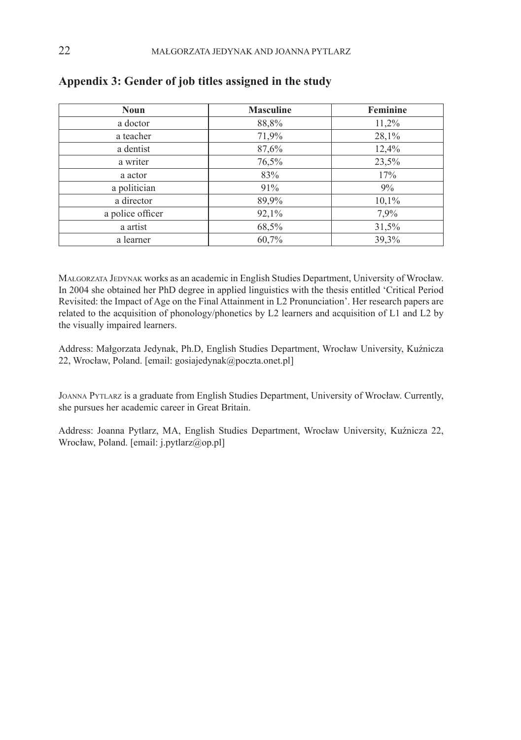## Appendix 3: Gender of job titles assigned in the study

| Noun | Masculine | Feminine |
|---|---|---|
| a doctor | 88,8% | 11,2% |
| a teacher | 71,9% | 28,1% |
| a dentist | 87,6% | 12,4% |
| a writer | 76,5% | 23,5% |
| a actor | 83% | 17% |
| a politician | 91% | 9% |
| a director | 89,9% | 10,1% |
| a police officer | 92,1% | 7,9% |
| a artist | 68,5% | 31,5% |
| a learner | 60,7% | 39,3% |

Małgorzata Jedynak works as an academic in English Studies Department, University of Wrocław. In 2004 she obtained her PhD degree in applied linguistics with the thesis entitled 'Critical Period Revisited: the Impact of Age on the Final Attainment in L2 Pronunciation'. Her research papers are related to the acquisition of phonology/phonetics by L2 learners and acquisition of L1 and L2 by the visually impaired learners.

Address: Małgorzata Jedynak, Ph.D, English Studies Department, Wrocław University, Kuźnicza 22, Wrocław, Poland. [email: gosiajedynak@poczta.onet.pl]

Joanna Pytlarz is a graduate from English Studies Department, University of Wrocław. Currently, she pursues her academic career in Great Britain.

Address: Joanna Pytlarz, MA, English Studies Department, Wrocław University, Kuźnicza 22, Wrocław, Poland. [email: j.pytlarz@op.pl]